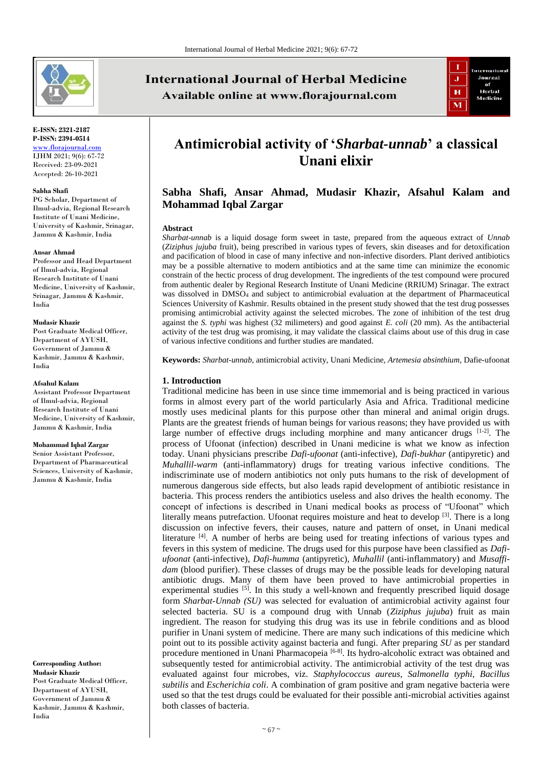**E-ISSN:** 2321-2187
**P-ISSN:** 2394-0514
www.florajournal.com
IJHM 2021; 9(6): 67-72
Received: 23-09-2021
Accepted: 26-10-2021

**Sabha Shafi**
PG Scholar, Department of Ilmul-advia, Regional Research Institute of Unani Medicine, University of Kashmir, Srinagar, Jammu & Kashmir, India

**Ansar Ahmad**
Professor and Head Department of Ilmul-advia, Regional Research Institute of Unani Medicine, University of Kashmir, Srinagar, Jammu & Kashmir, India

**Mudasir Khazir**
Post Graduate Medical Officer, Department of AYUSH, Government of Jammu & Kashmir, Jammu & Kashmir, India

**Afsahul Kalam**
Assistant Professor Department of Ilmul-advia, Regional Research Institute of Unani Medicine, University of Kashmir, Jammu & Kashmir, India

**Mohammad Iqbal Zargar**
Senior Assistant Professor, Department of Pharmaceutical Sciences, University of Kashmir, Jammu & Kashmir, India

**Corresponding Author:**
**Mudasir Khazir**
Post Graduate Medical Officer, Department of AYUSH, Government of Jammu & Kashmir, Jammu & Kashmir, India

# Antimicrobial activity of '*Sharbat-unnab*' a classical Unani elixir

**Sabha Shafi, Ansar Ahmad, Mudasir Khazir, Afsahul Kalam and Mohammad Iqbal Zargar**

## Abstract

*Sharbat-unnab* is a liquid dosage form sweet in taste, prepared from the aqueous extract of *Unnab* (*Ziziphus jujuba* fruit), being prescribed in various types of fevers, skin diseases and for detoxification and pacification of blood in case of many infective and non-infective disorders. Plant derived antibiotics may be a possible alternative to modern antibiotics and at the same time can minimize the economic constrain of the hectic process of drug development. The ingredients of the test compound were procured from authentic dealer by Regional Research Institute of Unani Medicine (RRIUM) Srinagar. The extract was dissolved in $DMSO_4$ and subject to antimicrobial evaluation at the department of Pharmaceutical Sciences University of Kashmir. Results obtained in the present study showed that the test drug possesses promising antimicrobial activity against the selected microbes. The zone of inhibition of the test drug against the *S. typhi* was highest (32 milimeters) and good against *E. coli* (20 mm). As the antibacterial activity of the test drug was promising, it may validate the classical claims about use of this drug in case of various infective conditions and further studies are mandated.

**Keywords:** *Sharbat-unnab*, antimicrobial activity, Unani Medicine, *Artemesia absinthium*, Dafie-ufoonat

## 1. Introduction

Traditional medicine has been in use since time immemorial and is being practiced in various forms in almost every part of the world particularly Asia and Africa. Traditional medicine mostly uses medicinal plants for this purpose other than mineral and animal origin drugs. Plants are the greatest friends of human beings for various reasons; they have provided us with large number of effective drugs including morphine and many anticancer drugs [1-2]. The process of Ufoonat (infection) described in Unani medicine is what we know as infection today. Unani physicians prescribe *Dafi-ufoonat* (anti-infective), *Dafi-bukhar* (antipyretic) and *Muhallil-warm* (anti-inflammatory) drugs for treating various infective conditions. The indiscriminate use of modern antibiotics not only puts humans to the risk of development of numerous dangerous side effects, but also leads rapid development of antibiotic resistance in bacteria. This process renders the antibiotics useless and also drives the health economy. The concept of infections is described in Unani medical books as process of "Ufoonat" which literally means putrefaction. Ufoonat requires moisture and heat to develop [3]. There is a long discussion on infective fevers, their causes, nature and pattern of onset, in Unani medical literature [4]. A number of herbs are being used for treating infections of various types and fevers in this system of medicine. The drugs used for this purpose have been classified as *Dafi-ufoonat* (anti-infective), *Dafi-humma* (antipyretic), *Muhallil* (anti-inflammatory) and *Musaffi-dam* (blood purifier). These classes of drugs may be the possible leads for developing natural antibiotic drugs. Many of them have been proved to have antimicrobial properties in experimental studies [5]. In this study a well-known and frequently prescribed liquid dosage form *Sharbat-Unnab (SU)* was selected for evaluation of antimicrobial activity against four selected bacteria. SU is a compound drug with Unnab (*Ziziphus jujuba*) fruit as main ingredient. The reason for studying this drug was its use in febrile conditions and as blood purifier in Unani system of medicine. There are many such indications of this medicine which point out to its possible activity against bacteria and fungi. After preparing *SU* as per standard procedure mentioned in Unani Pharmacopeia [6-8]. Its hydro-alcoholic extract was obtained and subsequently tested for antimicrobial activity. The antimicrobial activity of the test drug was evaluated against four microbes, viz. *Staphylococcus aureus*, *Salmonella typhi*, *Bacillus subtilis* and *Escherichia coli*. A combination of gram positive and gram negative bacteria were used so that the test drugs could be evaluated for their possible anti-microbial activities against both classes of bacteria.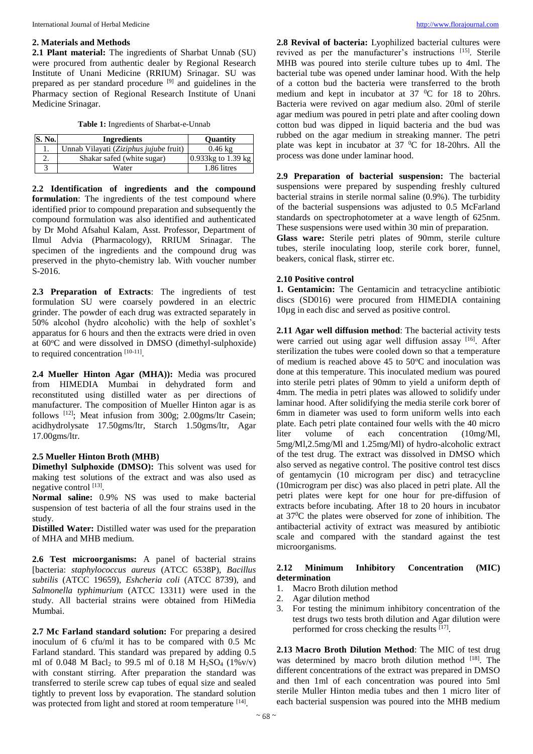## 2. Materials and Methods

**2.1 Plant material:** The ingredients of Sharbat Unnab (SU) were procured from authentic dealer by Regional Research Institute of Unani Medicine (RRIUM) Srinagar. SU was prepared as per standard procedure [9] and guidelines in the Pharmacy section of Regional Research Institute of Unani Medicine Srinagar.

**Table 1:** Ingredients of Sharbat-e-Unnab

| S. No. | Ingredients | Quantity |
|---|---|---|
| 1. | Unnab Vilayati (*Ziziphus jujube* fruit) | 0.46 kg |
| 2. | Shakar safed (white sugar) | 0.933kg to 1.39 kg |
| 3 | Water | 1.86 litres |

**2.2 Identification of ingredients and the compound formulation**: The ingredients of the test compound where identified prior to compound preparation and subsequently the compound formulation was also identified and authenticated by Dr Mohd Afsahul Kalam, Asst. Professor, Department of Ilmul Advia (Pharmacology), RRIUM Srinagar. The specimen of the ingredients and the compound drug was preserved in the phyto-chemistry lab. With voucher number S-2016.

**2.3 Preparation of Extracts**: The ingredients of test formulation SU were coarsely powdered in an electric grinder. The powder of each drug was extracted separately in 50% alcohol (hydro alcoholic) with the help of soxhlet's apparatus for 6 hours and then the extracts were dried in oven at 60°C and were dissolved in DMSO (dimethyl-sulphoxide) to required concentration [10-11].

**2.4 Mueller Hinton Agar (MHA)):** Media was procured from HIMEDIA Mumbai in dehydrated form and reconstituted using distilled water as per directions of manufacturer. The composition of Mueller Hinton agar is as follows [12]; Meat infusion from 300g; 2.00gms/ltr Casein; acidhydrolysate 17.50gms/ltr, Starch 1.50gms/ltr, Agar 17.00gms/ltr.

**2.5 Mueller Hinton Broth (MHB)**

**Dimethyl Sulphoxide (DMSO):** This solvent was used for making test solutions of the extract and was also used as negative control [13].

**Normal saline:** 0.9% NS was used to make bacterial suspension of test bacteria of all the four strains used in the study.

**Distilled Water:** Distilled water was used for the preparation of MHA and MHB medium.

**2.6 Test microorganisms:** A panel of bacterial strains [bacteria: *staphylococcus aureus* (ATCC 6538P), *Bacillus subtilis* (ATCC 19659), *Eshcheria coli* (ATCC 8739), and *Salmonella typhimurium* (ATCC 13311) were used in the study. All bacterial strains were obtained from HiMedia Mumbai.

**2.7 Mc Farland standard solution:** For preparing a desired inoculum of 6 cfu/ml it has to be compared with 0.5 Mc Farland standard. This standard was prepared by adding 0.5 ml of 0.048 M $Bacl_2$ to 99.5 ml of 0.18 M $H_2SO_4$ (1%v/v) with constant stirring. After preparation the standard was transferred to sterile screw cap tubes of equal size and sealed tightly to prevent loss by evaporation. The standard solution was protected from light and stored at room temperature [14].

**2.8 Revival of bacteria:** Lyophilized bacterial cultures were revived as per the manufacturer's instructions [15]. Sterile MHB was poured into sterile culture tubes up to 4ml. The bacterial tube was opened under laminar hood. With the help of a cotton bud the bacteria were transferred to the broth medium and kept in incubator at 37 °C for 18 to 20hrs. Bacteria were revived on agar medium also. 20ml of sterile agar medium was poured in petri plate and after cooling down cotton bud was dipped in liquid bacteria and the bud was rubbed on the agar medium in streaking manner. The petri plate was kept in incubator at 37 °C for 18-20hrs. All the process was done under laminar hood.

**2.9 Preparation of bacterial suspension:** The bacterial suspensions were prepared by suspending freshly cultured bacterial strains in sterile normal saline (0.9%). The turbidity of the bacterial suspensions was adjusted to 0.5 McFarland standards on spectrophotometer at a wave length of 625nm. These suspensions were used within 30 min of preparation.

**Glass ware:** Sterile petri plates of 90mm, sterile culture tubes, sterile inoculating loop, sterile cork borer, funnel, beakers, conical flask, stirrer etc.

**2.10 Positive control**

**1. Gentamicin:** The Gentamicin and tetracycline antibiotic discs (SD016) were procured from HIMEDIA containing 10µg in each disc and served as positive control.

**2.11 Agar well diffusion method**: The bacterial activity tests were carried out using agar well diffusion assay [16]. After sterilization the tubes were cooled down so that a temperature of medium is reached above 45 to 50°C and inoculation was done at this temperature. This inoculated medium was poured into sterile petri plates of 90mm to yield a uniform depth of 4mm. The media in petri plates was allowed to solidify under laminar hood. After solidifying the media sterile cork borer of 6mm in diameter was used to form uniform wells into each plate. Each petri plate contained four wells with the 40 micro liter volume of each concentration (10mg/Ml, 5mg/Ml,2.5mg/Ml and 1.25mg/Ml) of hydro-alcoholic extract of the test drug. The extract was dissolved in DMSO which also served as negative control. The positive control test discs of gentamycin (10 microgram per disc) and tetracycline (10microgram per disc) was also placed in petri plate. All the petri plates were kept for one hour for pre-diffusion of extracts before incubating. After 18 to 20 hours in incubator at 37°C the plates were observed for zone of inhibition. The antibacterial activity of extract was measured by antibiotic scale and compared with the standard against the test microorganisms.

**2.12 Minimum Inhibitory Concentration (MIC) determination**

1. Macro Broth dilution method
2. Agar dilution method
3. For testing the minimum inhibitory concentration of the test drugs two tests broth dilution and Agar dilution were performed for cross checking the results [17].

**2.13 Macro Broth Dilution Method**: The MIC of test drug was determined by macro broth dilution method [18]. The different concentrations of the extract was prepared in DMSO and then 1ml of each concentration was poured into 5ml sterile Muller Hinton media tubes and then 1 micro liter of each bacterial suspension was poured into the MHB medium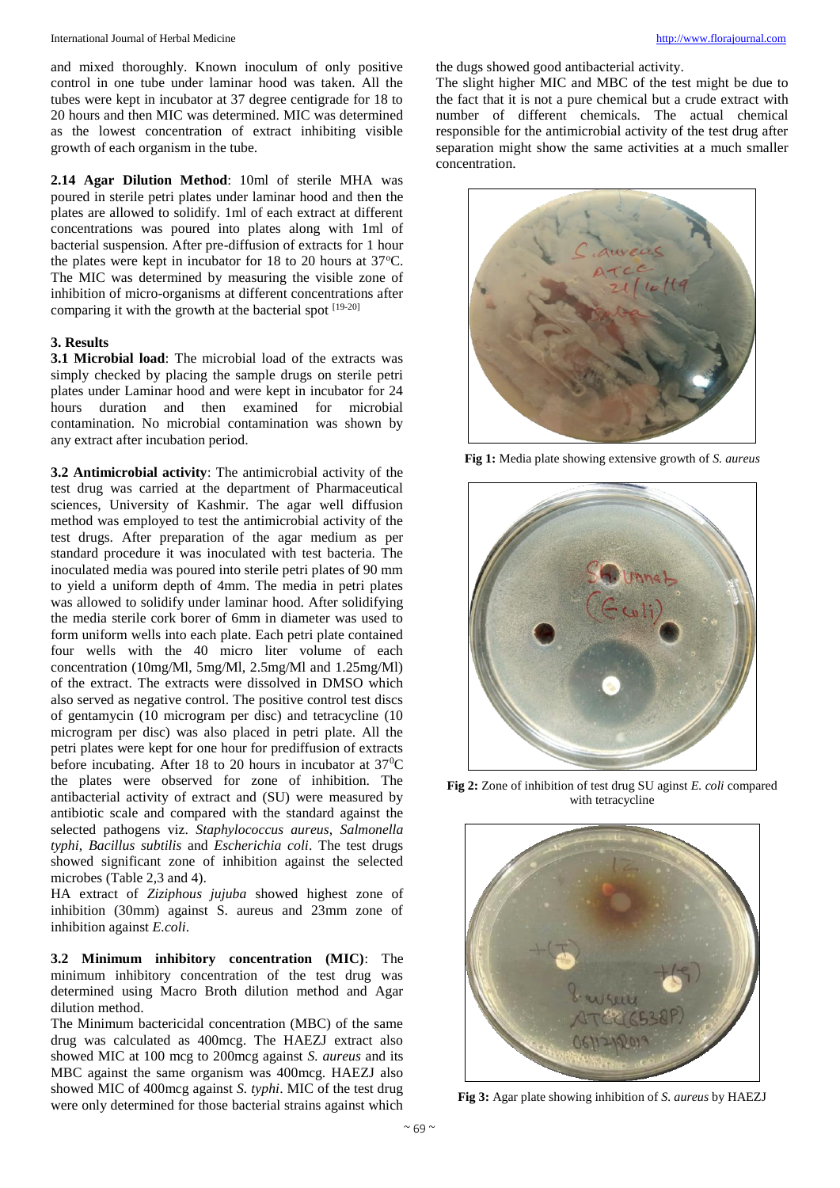and mixed thoroughly. Known inoculum of only positive control in one tube under laminar hood was taken. All the tubes were kept in incubator at 37 degree centigrade for 18 to 20 hours and then MIC was determined. MIC was determined as the lowest concentration of extract inhibiting visible growth of each organism in the tube.

**2.14 Agar Dilution Method**: 10ml of sterile MHA was poured in sterile petri plates under laminar hood and then the plates are allowed to solidify. 1ml of each extract at different concentrations was poured into plates along with 1ml of bacterial suspension. After pre-diffusion of extracts for 1 hour the plates were kept in incubator for 18 to 20 hours at 37°C. The MIC was determined by measuring the visible zone of inhibition of micro-organisms at different concentrations after comparing it with the growth at the bacterial spot [19-20]

## 3. Results

**3.1 Microbial load**: The microbial load of the extracts was simply checked by placing the sample drugs on sterile petri plates under Laminar hood and were kept in incubator for 24 hours duration and then examined for microbial contamination. No microbial contamination was shown by any extract after incubation period.

**3.2 Antimicrobial activity**: The antimicrobial activity of the test drug was carried at the department of Pharmaceutical sciences, University of Kashmir. The agar well diffusion method was employed to test the antimicrobial activity of the test drugs. After preparation of the agar medium as per standard procedure it was inoculated with test bacteria. The inoculated media was poured into sterile petri plates of 90 mm to yield a uniform depth of 4mm. The media in petri plates was allowed to solidify under laminar hood. After solidifying the media sterile cork borer of 6mm in diameter was used to form uniform wells into each plate. Each petri plate contained four wells with the 40 micro liter volume of each concentration (10mg/Ml, 5mg/Ml, 2.5mg/Ml and 1.25mg/Ml) of the extract. The extracts were dissolved in DMSO which also served as negative control. The positive control test discs of gentamycin (10 microgram per disc) and tetracycline (10 microgram per disc) was also placed in petri plate. All the petri plates were kept for one hour for prediffusion of extracts before incubating. After 18 to 20 hours in incubator at 37°C the plates were observed for zone of inhibition. The antibacterial activity of extract and (SU) were measured by antibiotic scale and compared with the standard against the selected pathogens viz. *Staphylococcus aureus*, *Salmonella typhi*, *Bacillus subtilis* and *Escherichia coli*. The test drugs showed significant zone of inhibition against the selected microbes (Table 2,3 and 4).

HA extract of *Ziziphous jujuba* showed highest zone of inhibition (30mm) against S. aureus and 23mm zone of inhibition against *E.coli*.

**3.2 Minimum inhibitory concentration (MIC)**: The minimum inhibitory concentration of the test drug was determined using Macro Broth dilution method and Agar dilution method.

The Minimum bactericidal concentration (MBC) of the same drug was calculated as 400mcg. The HAEZJ extract also showed MIC at 100 mcg to 200mcg against *S. aureus* and its MBC against the same organism was 400mcg. HAEZJ also showed MIC of 400mcg against *S. typhi*. MIC of the test drug were only determined for those bacterial strains against which the dugs showed good antibacterial activity.

The slight higher MIC and MBC of the test might be due to the fact that it is not a pure chemical but a crude extract with number of different chemicals. The actual chemical responsible for the antimicrobial activity of the test drug after separation might show the same activities at a much smaller concentration.

**Fig 1:** Media plate showing extensive growth of *S. aureus*

**Fig 2:** Zone of inhibition of test drug SU aginst *E. coli* compared with tetracycline

**Fig 3:** Agar plate showing inhibition of *S. aureus* by HAEZJ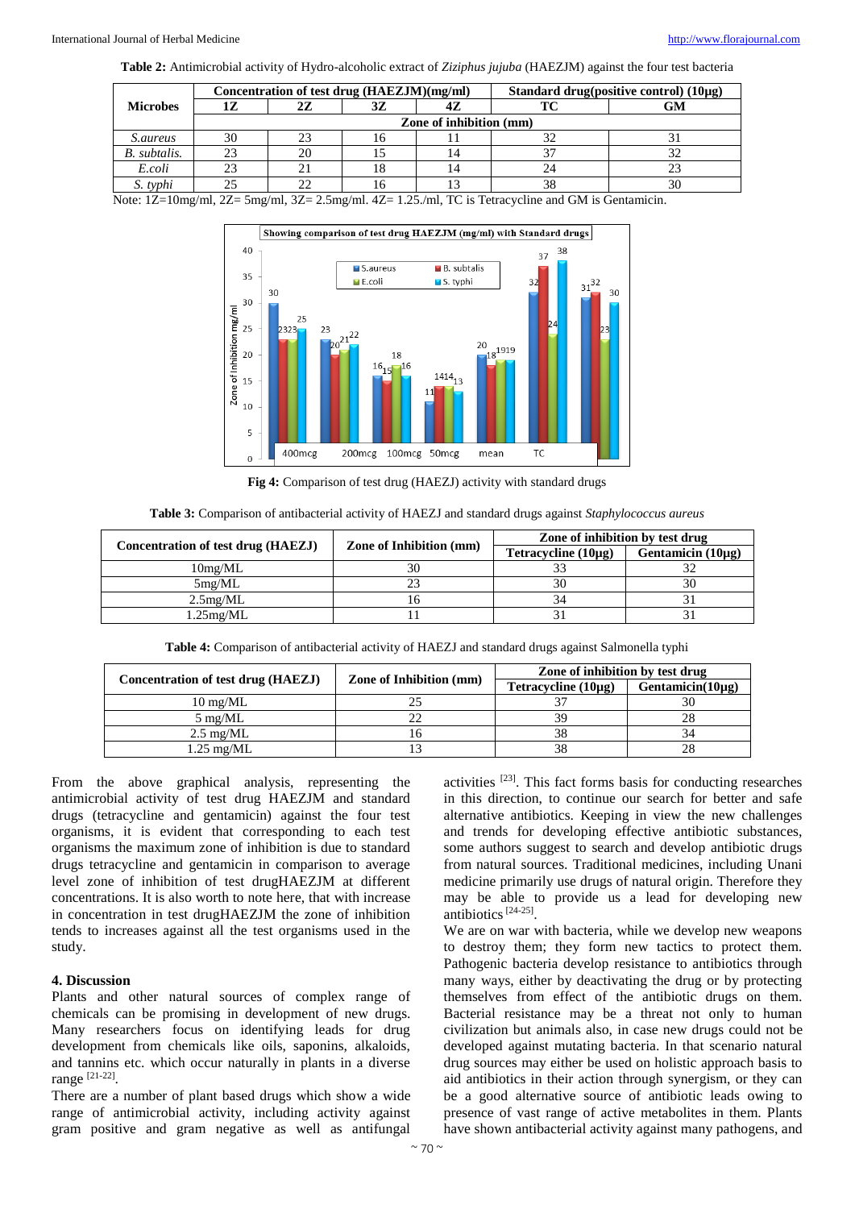**Table 2:** Antimicrobial activity of Hydro-alcoholic extract of *Ziziphus jujuba* (HAEZJM) against the four test bacteria

| Microbes | Concentration of test drug (HAEZJM)(mg/ml) | | | | Standard drug(positive control) (10µg) | |
|---|---|---|---|---|---|---|
| | 1Z | 2Z | 3Z | 4Z | TC | GM |
| | Zone of inhibition (mm) | | | | | |
| *S.aureus* | 30 | 23 | 16 | 11 | 32 | 31 |
| *B. subtalis.* | 23 | 20 | 15 | 14 | 37 | 32 |
| *E.coli* | 23 | 21 | 18 | 14 | 24 | 23 |
| *S. typhi* | 25 | 22 | 16 | 13 | 38 | 30 |

Note: 1Z=10mg/ml, 2Z= 5mg/ml, 3Z= 2.5mg/ml. 4Z= 1.25./ml, TC is Tetracycline and GM is Gentamicin.

**Fig 4:** Comparison of test drug (HAEZJ) activity with standard drugs

**Table 3:** Comparison of antibacterial activity of HAEZJ and standard drugs against *Staphylococcus aureus*

| Concentration of test drug (HAEZJ) | Zone of Inhibition (mm) | Zone of inhibition by test drug | |
|---|---|---|---|
| | | Tetracycline (10µg) | Gentamicin (10µg) |
| 10mg/ML | 30 | 33 | 32 |
| 5mg/ML | 23 | 30 | 30 |
| 2.5mg/ML | 16 | 34 | 31 |
| 1.25mg/ML | 11 | 31 | 31 |

**Table 4:** Comparison of antibacterial activity of HAEZJ and standard drugs against Salmonella typhi

| Concentration of test drug (HAEZJ) | Zone of Inhibition (mm) | Zone of inhibition by test drug | |
|---|---|---|---|
| | | Tetracycline (10µg) | Gentamicin(10µg) |
| 10 mg/ML | 25 | 37 | 30 |
| 5 mg/ML | 22 | 39 | 28 |
| 2.5 mg/ML | 16 | 38 | 34 |
| 1.25 mg/ML | 13 | 38 | 28 |

From the above graphical analysis, representing the antimicrobial activity of test drug HAEZJM and standard drugs (tetracycline and gentamicin) against the four test organisms, it is evident that corresponding to each test organisms the maximum zone of inhibition is due to standard drugs tetracycline and gentamicin in comparison to average level zone of inhibition of test drugHAEZJM at different concentrations. It is also worth to note here, that with increase in concentration in test drugHAEZJM the zone of inhibition tends to increases against all the test organisms used in the study.

## 4. Discussion

Plants and other natural sources of complex range of chemicals can be promising in development of new drugs. Many researchers focus on identifying leads for drug development from chemicals like oils, saponins, alkaloids, and tannins etc. which occur naturally in plants in a diverse range [21-22].

There are a number of plant based drugs which show a wide range of antimicrobial activity, including activity against gram positive and gram negative as well as antifungal activities [23]. This fact forms basis for conducting researches in this direction, to continue our search for better and safe alternative antibiotics. Keeping in view the new challenges and trends for developing effective antibiotic substances, some authors suggest to search and develop antibiotic drugs from natural sources. Traditional medicines, including Unani medicine primarily use drugs of natural origin. Therefore they may be able to provide us a lead for developing new antibiotics [24-25].

We are on war with bacteria, while we develop new weapons to destroy them; they form new tactics to protect them. Pathogenic bacteria develop resistance to antibiotics through many ways, either by deactivating the drug or by protecting themselves from effect of the antibiotic drugs on them. Bacterial resistance may be a threat not only to human civilization but animals also, in case new drugs could not be developed against mutating bacteria. In that scenario natural drug sources may either be used on holistic approach basis to aid antibiotics in their action through synergism, or they can be a good alternative source of antibiotic leads owing to presence of vast range of active metabolites in them. Plants have shown antibacterial activity against many pathogens, and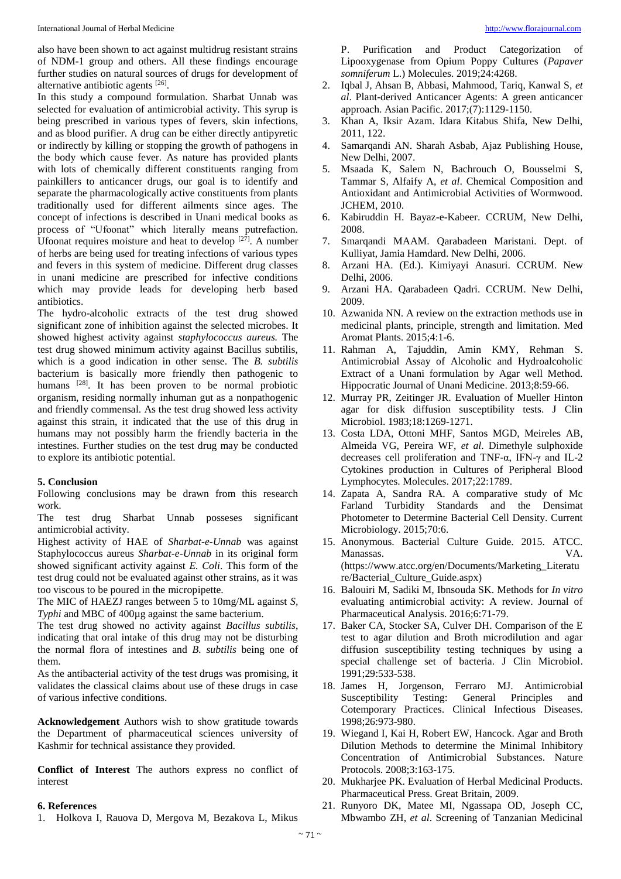also have been shown to act against multidrug resistant strains of NDM-1 group and others. All these findings encourage further studies on natural sources of drugs for development of alternative antibiotic agents [26].

In this study a compound formulation. Sharbat Unnab was selected for evaluation of antimicrobial activity. This syrup is being prescribed in various types of fevers, skin infections, and as blood purifier. A drug can be either directly antipyretic or indirectly by killing or stopping the growth of pathogens in the body which cause fever. As nature has provided plants with lots of chemically different constituents ranging from painkillers to anticancer drugs, our goal is to identify and separate the pharmacologically active constituents from plants traditionally used for different ailments since ages. The concept of infections is described in Unani medical books as process of "Ufoonat" which literally means putrefaction. Ufoonat requires moisture and heat to develop [27]. A number of herbs are being used for treating infections of various types and fevers in this system of medicine. Different drug classes in unani medicine are prescribed for infective conditions which may provide leads for developing herb based antibiotics.

The hydro-alcoholic extracts of the test drug showed significant zone of inhibition against the selected microbes. It showed highest activity against *staphylococcus aureus.* The test drug showed minimum activity against Bacillus subtilis, which is a good indication in other sense. The *B. subtilis* bacterium is basically more friendly then pathogenic to humans [28]. It has been proven to be normal probiotic organism, residing normally inhuman gut as a nonpathogenic and friendly commensal. As the test drug showed less activity against this strain, it indicated that the use of this drug in humans may not possibly harm the friendly bacteria in the intestines. Further studies on the test drug may be conducted to explore its antibiotic potential.

## 5. Conclusion

Following conclusions may be drawn from this research work.

The test drug Sharbat Unnab posseses significant antimicrobial activity.

Highest activity of HAE of *Sharbat-e-Unnab* was against Staphylococcus aureus *Sharbat-e-Unnab* in its original form showed significant activity against *E. Coli*. This form of the test drug could not be evaluated against other strains, as it was too viscous to be poured in the micropipette.

The MIC of HAEZJ ranges between 5 to 10mg/ML against *S, Typhi* and MBC of 400µg against the same bacterium.

The test drug showed no activity against *Bacillus subtilis*, indicating that oral intake of this drug may not be disturbing the normal flora of intestines and *B. subtilis* being one of them.

As the antibacterial activity of the test drugs was promising, it validates the classical claims about use of these drugs in case of various infective conditions.

**Acknowledgement** Authors wish to show gratitude towards the Department of pharmaceutical sciences university of Kashmir for technical assistance they provided.

**Conflict of Interest** The authors express no conflict of interest

## 6. References

1. Holkova I, Rauova D, Mergova M, Bezakova L, Mikus P. Purification and Product Categorization of Lipooxygenase from Opium Poppy Cultures (*Papaver somniferum* L.) Molecules. 2019;24:4268.
2. Iqbal J, Ahsan B, Abbasi, Mahmood, Tariq, Kanwal S, *et al*. Plant-derived Anticancer Agents: A green anticancer approach. Asian Pacific. 2017;(7):1129-1150.
3. Khan A, Iksir Azam. Idara Kitabus Shifa, New Delhi, 2011, 122.
4. Samarqandi AN. Sharah Asbab, Ajaz Publishing House, New Delhi, 2007.
5. Msaada K, Salem N, Bachrouch O, Bousselmi S, Tammar S, Alfaify A, *et al*. Chemical Composition and Antioxidant and Antimicrobial Activities of Wormwood. JCHEM, 2010.
6. Kabiruddin H. Bayaz-e-Kabeer. CCRUM, New Delhi, 2008.
7. Smarqandi MAAM. Qarabadeen Maristani. Dept. of Kulliyat, Jamia Hamdard. New Delhi, 2006.
8. Arzani HA. (Ed.). Kimiyayi Anasuri. CCRUM. New Delhi, 2006.
9. Arzani HA. Qarabadeen Qadri. CCRUM. New Delhi, 2009.
10. Azwanida NN. A review on the extraction methods use in medicinal plants, principle, strength and limitation. Med Aromat Plants. 2015;4:1-6.
11. Rahman A, Tajuddin, Amin KMY, Rehman S. Antimicrobial Assay of Alcoholic and Hydroalcoholic Extract of a Unani formulation by Agar well Method. Hippocratic Journal of Unani Medicine. 2013;8:59-66.
12. Murray PR, Zeitinger JR. Evaluation of Mueller Hinton agar for disk diffusion susceptibility tests. J Clin Microbiol. 1983;18:1269-1271.
13. Costa LDA, Ottoni MHF, Santos MGD, Meireles AB, Almeida VG, Pereira WF, *et al*. Dimethyle sulphoxide decreases cell proliferation and TNF-α, IFN-γ and IL-2 Cytokines production in Cultures of Peripheral Blood Lymphocytes. Molecules. 2017;22:1789.
14. Zapata A, Sandra RA. A comparative study of Mc Farland Turbidity Standards and the Densimat Photometer to Determine Bacterial Cell Density. Current Microbiology. 2015;70:6.
15. Anonymous. Bacterial Culture Guide. 2015. ATCC. Manassas. VA. (https://www.atcc.org/en/Documents/Marketing_Literature/Bacterial_Culture_Guide.aspx)
16. Balouiri M, Sadiki M, Ibnsouda SK. Methods for *In vitro* evaluating antimicrobial activity: A review. Journal of Pharmaceutical Analysis. 2016;6:71-79.
17. Baker CA, Stocker SA, Culver DH. Comparison of the E test to agar dilution and Broth microdilution and agar diffusion susceptibility testing techniques by using a special challenge set of bacteria. J Clin Microbiol. 1991;29:533-538.
18. James H, Jorgenson, Ferraro MJ. Antimicrobial Susceptibility Testing: General Principles and Cotemporary Practices. Clinical Infectious Diseases. 1998;26:973-980.
19. Wiegand I, Kai H, Robert EW, Hancock. Agar and Broth Dilution Methods to determine the Minimal Inhibitory Concentration of Antimicrobial Substances. Nature Protocols. 2008;3:163-175.
20. Mukharjee PK. Evaluation of Herbal Medicinal Products. Pharmaceutical Press. Great Britain, 2009.
21. Runyoro DK, Matee MI, Ngassapa OD, Joseph CC, Mbwambo ZH, *et al*. Screening of Tanzanian Medicinal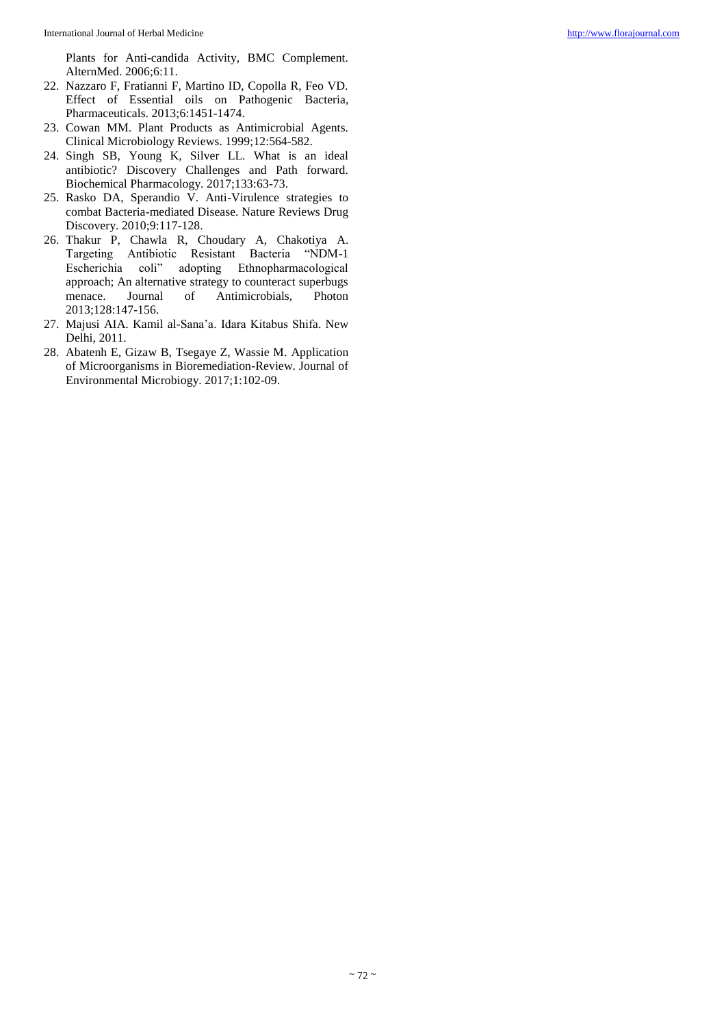Plants for Anti-candida Activity, BMC Complement. AlternMed. 2006;6:11.

22. Nazzaro F, Fratianni F, Martino ID, Copolla R, Feo VD. Effect of Essential oils on Pathogenic Bacteria, Pharmaceuticals. 2013;6:1451-1474.
23. Cowan MM. Plant Products as Antimicrobial Agents. Clinical Microbiology Reviews. 1999;12:564-582.
24. Singh SB, Young K, Silver LL. What is an ideal antibiotic? Discovery Challenges and Path forward. Biochemical Pharmacology. 2017;133:63-73.
25. Rasko DA, Sperandio V. Anti-Virulence strategies to combat Bacteria-mediated Disease. Nature Reviews Drug Discovery. 2010;9:117-128.
26. Thakur P, Chawla R, Choudary A, Chakotiya A. Targeting Antibiotic Resistant Bacteria "NDM-1 Escherichia coli" adopting Ethnopharmacological approach; An alternative strategy to counteract superbugs menace. Journal of Antimicrobials, Photon 2013;128:147-156.
27. Majusi AIA. Kamil al-Sana'a. Idara Kitabus Shifa. New Delhi, 2011.
28. Abatenh E, Gizaw B, Tsegaye Z, Wassie M. Application of Microorganisms in Bioremediation-Review. Journal of Environmental Microbiogy. 2017;1:102-09.